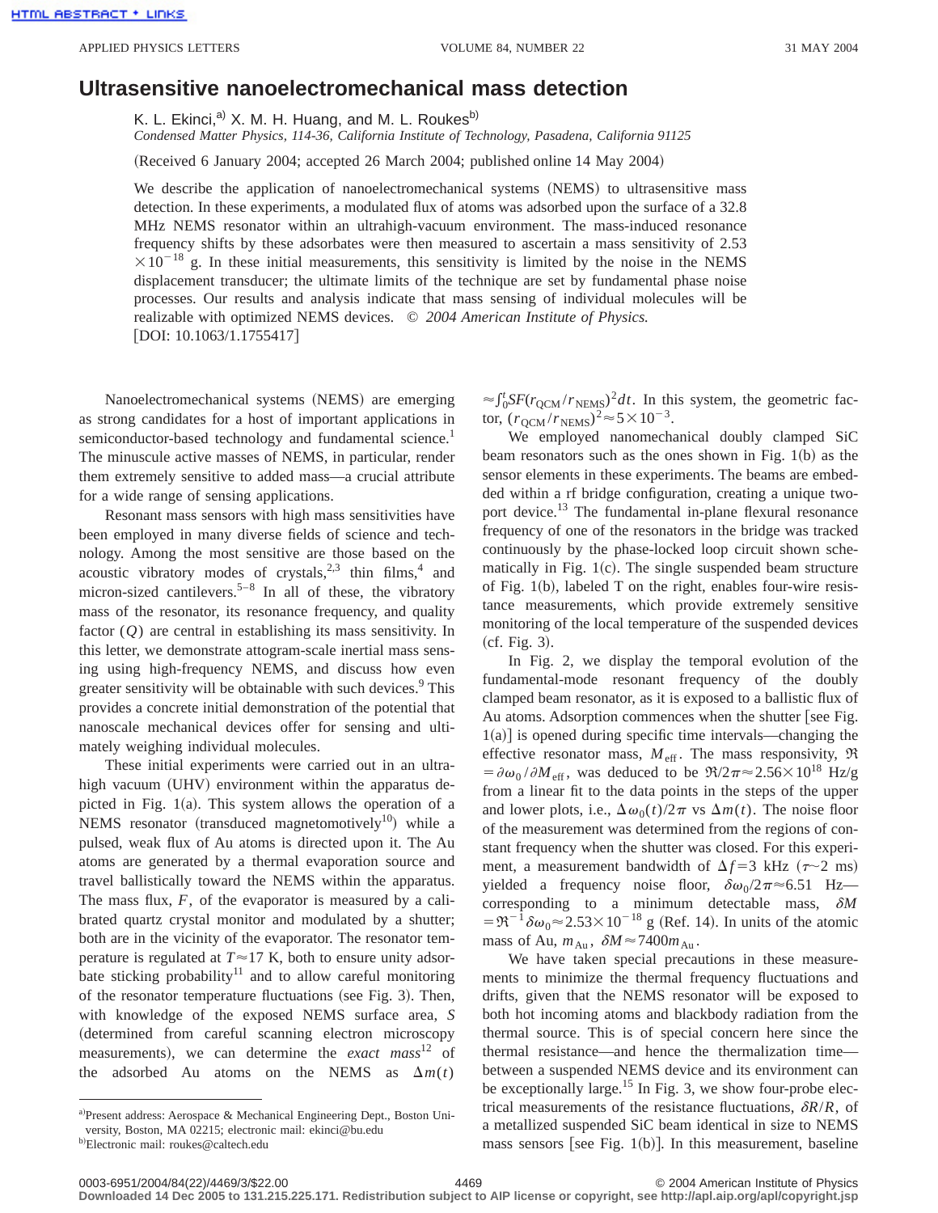# Ultrasensitive nanoelectromechanical mass detection

K. L. Ekinci,[a)] X. M. H. Huang, and M. L. Roukes[b)]

*Condensed Matter Physics, 114-36, California Institute of Technology, Pasadena, California 91125*

(Received 6 January 2004; accepted 26 March 2004; published online 14 May 2004)

We describe the application of nanoelectromechanical systems (NEMS) to ultrasensitive mass detection. In these experiments, a modulated flux of atoms was adsorbed upon the surface of a 32.8 MHz NEMS resonator within an ultrahigh-vacuum environment. The mass-induced resonance frequency shifts by these adsorbates were then measured to ascertain a mass sensitivity of 2.53 $\times 10^{-18}$ g. In these initial measurements, this sensitivity is limited by the noise in the NEMS displacement transducer; the ultimate limits of the technique are set by fundamental phase noise processes. Our results and analysis indicate that mass sensing of individual molecules will be realizable with optimized NEMS devices. © *2004 American Institute of Physics.* [DOI: 10.1063/1.1755417]

Nanoelectromechanical systems (NEMS) are emerging as strong candidates for a host of important applications in semiconductor-based technology and fundamental science.[1] The minuscule active masses of NEMS, in particular, render them extremely sensitive to added mass—a crucial attribute for a wide range of sensing applications.

Resonant mass sensors with high mass sensitivities have been employed in many diverse fields of science and technology. Among the most sensitive are those based on the acoustic vibratory modes of crystals,[2,3] thin films,[4] and micron-sized cantilevers.[5–8] In all of these, the vibratory mass of the resonator, its resonance frequency, and quality factor ($Q$) are central in establishing its mass sensitivity. In this letter, we demonstrate attogram-scale inertial mass sensing using high-frequency NEMS, and discuss how even greater sensitivity will be obtainable with such devices.[9] This provides a concrete initial demonstration of the potential that nanoscale mechanical devices offer for sensing and ultimately weighing individual molecules.

These initial experiments were carried out in an ultrahigh vacuum (UHV) environment within the apparatus depicted in Fig. 1(a). This system allows the operation of a NEMS resonator (transduced magnetomotively[10]) while a pulsed, weak flux of Au atoms is directed upon it. The Au atoms are generated by a thermal evaporation source and travel ballistically toward the NEMS within the apparatus. The mass flux, $F$, of the evaporator is measured by a calibrated quartz crystal monitor and modulated by a shutter; both are in the vicinity of the evaporator. The resonator temperature is regulated at $T\approx 17$ K, both to ensure unity adsorbate sticking probability[11] and to allow careful monitoring of the resonator temperature fluctuations (see Fig. 3). Then, with knowledge of the exposed NEMS surface area, $S$ (determined from careful scanning electron microscopy measurements), we can determine the *exact mass*[12] of the adsorbed Au atoms on the NEMS as $\Delta m(t) \approx \int_0^t SF(r_{\mathrm{QCM}}/r_{\mathrm{NEMS}})^2 dt$. In this system, the geometric factor, $(r_{\mathrm{QCM}}/r_{\mathrm{NEMS}})^2 \approx 5\times 10^{-3}$.

We employed nanomechanical doubly clamped SiC beam resonators such as the ones shown in Fig. 1(b) as the sensor elements in these experiments. The beams are embedded within a rf bridge configuration, creating a unique two-port device.[13] The fundamental in-plane flexural resonance frequency of one of the resonators in the bridge was tracked continuously by the phase-locked loop circuit shown schematically in Fig. 1(c). The single suspended beam structure of Fig. 1(b), labeled T on the right, enables four-wire resistance measurements, which provide extremely sensitive monitoring of the local temperature of the suspended devices (cf. Fig. 3).

In Fig. 2, we display the temporal evolution of the fundamental-mode resonant frequency of the doubly clamped beam resonator, as it is exposed to a ballistic flux of Au atoms. Adsorption commences when the shutter [see Fig. 1(a)] is opened during specific time intervals—changing the effective resonator mass, $M_{\mathrm{eff}}$. The mass responsivity, $\Re = \partial\omega_0/\partial M_{\mathrm{eff}}$, was deduced to be $\Re/2\pi \approx 2.56\times 10^{18}$ Hz/g from a linear fit to the data points in the steps of the upper and lower plots, i.e., $\Delta\omega_0(t)/2\pi$ vs $\Delta m(t)$. The noise floor of the measurement was determined from the regions of constant frequency when the shutter was closed. For this experiment, a measurement bandwidth of $\Delta f = 3$ kHz ($\tau \sim 2$ ms) yielded a frequency noise floor, $\delta\omega_0/2\pi \approx 6.51$ Hz—corresponding to a minimum detectable mass, $\delta M = \Re^{-1}\delta\omega_0 \approx 2.53\times 10^{-18}$ g (Ref. 14). In units of the atomic mass of Au, $m_{\mathrm{Au}}$, $\delta M \approx 7400 m_{\mathrm{Au}}$.

We have taken special precautions in these measurements to minimize the thermal frequency fluctuations and drifts, given that the NEMS resonator will be exposed to both hot incoming atoms and blackbody radiation from the thermal source. This is of special concern here since the thermal resistance—and hence the thermalization time—between a suspended NEMS device and its environment can be exceptionally large.[15] In Fig. 3, we show four-probe electrical measurements of the resistance fluctuations, $\delta R/R$, of a metallized suspended SiC beam identical in size to NEMS mass sensors [see Fig. 1(b)]. In this measurement, baseline

[a)]Present address: Aerospace & Mechanical Engineering Dept., Boston University, Boston, MA 02215; electronic mail: ekinci@bu.edu

[b)]Electronic mail: roukes@caltech.edu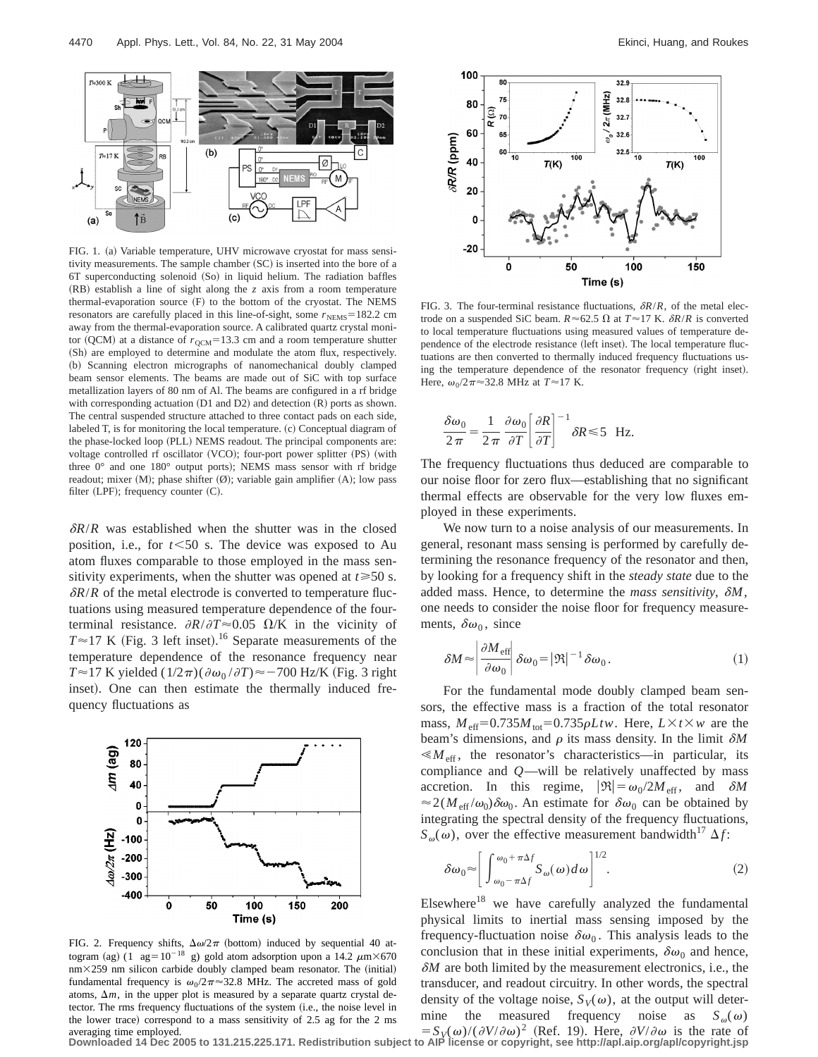FIG. 1. (a) Variable temperature, UHV microwave cryostat for mass sensitivity measurements. The sample chamber (SC) is inserted into the bore of a 6T superconducting solenoid (So) in liquid helium. The radiation baffles (RB) establish a line of sight along the $z$ axis from a room temperature thermal-evaporation source (F) to the bottom of the cryostat. The NEMS resonators are carefully placed in this line-of-sight, some $r_{\mathrm{NEMS}}=182.2$ cm away from the thermal-evaporation source. A calibrated quartz crystal monitor (QCM) at a distance of $r_{\mathrm{QCM}}=13.3$ cm and a room temperature shutter (Sh) are employed to determine and modulate the atom flux, respectively. (b) Scanning electron micrographs of nanomechanical doubly clamped beam sensor elements. The beams are made out of SiC with top surface metallization layers of 80 nm of Al. The beams are configured in a rf bridge with corresponding actuation (D1 and D2) and detection (R) ports as shown. The central suspended structure attached to three contact pads on each side, labeled T, is for monitoring the local temperature. (c) Conceptual diagram of the phase-locked loop (PLL) NEMS readout. The principal components are: voltage controlled rf oscillator (VCO); four-port power splitter (PS) (with three 0° and one 180° output ports); NEMS mass sensor with rf bridge readout; mixer (M); phase shifter (Ø); variable gain amplifier (A); low pass filter (LPF); frequency counter (C).

$\delta R/R$ was established when the shutter was in the closed position, i.e., for $t<50$ s. The device was exposed to Au atom fluxes comparable to those employed in the mass sensitivity experiments, when the shutter was opened at $t\geq 50$ s. $\delta R/R$ of the metal electrode is converted to temperature fluctuations using measured temperature dependence of the four-terminal resistance. $\partial R/\partial T\approx 0.05\ \Omega/\mathrm{K}$ in the vicinity of $T\approx 17$ K (Fig. 3 left inset).[16] Separate measurements of the temperature dependence of the resonance frequency near $T\approx 17$ K yielded $(1/2\pi)(\partial\omega_0/\partial T)\approx -700$ Hz/K (Fig. 3 right inset). One can then estimate the thermally induced frequency fluctuations as

FIG. 2. Frequency shifts, $\Delta\omega/2\pi$ (bottom) induced by sequential 40 attogram (ag) (1 ag$=10^{-18}$ g) gold atom adsorption upon a 14.2 $\mu$m$\times$670 nm$\times$259 nm silicon carbide doubly clamped beam resonator. The (initial) fundamental frequency is $\omega_0/2\pi\approx 32.8$ MHz. The accreted mass of gold atoms, $\Delta m$, in the upper plot is measured by a separate quartz crystal detector. The rms frequency fluctuations of the system (i.e., the noise level in the lower trace) correspond to a mass sensitivity of 2.5 ag for the 2 ms averaging time employed.

FIG. 3. The four-terminal resistance fluctuations, $\delta R/R$, of the metal electrode on a suspended SiC beam. $R\approx 62.5\ \Omega$ at $T\approx 17$ K. $\delta R/R$ is converted to local temperature fluctuations using measured values of temperature dependence of the electrode resistance (left inset). The local temperature fluctuations are then converted to thermally induced frequency fluctuations using the temperature dependence of the resonator frequency (right inset). Here, $\omega_0/2\pi\approx 32.8$ MHz at $T\approx 17$ K.

$$\frac{\delta\omega_0}{2\pi}=\frac{1}{2\pi}\frac{\partial\omega_0}{\partial T}\left[\frac{\partial R}{\partial T}\right]^{-1}\delta R\leq 5\ \ \mathrm{Hz}.$$

The frequency fluctuations thus deduced are comparable to our noise floor for zero flux—establishing that no significant thermal effects are observable for the very low fluxes employed in these experiments.

We now turn to a noise analysis of our measurements. In general, resonant mass sensing is performed by carefully determining the resonance frequency of the resonator and then, by looking for a frequency shift in the *steady state* due to the added mass. Hence, to determine the *mass sensitivity*, $\delta M$, one needs to consider the noise floor for frequency measurements, $\delta\omega_0$, since

$$\delta M\approx\left|\frac{\partial M_{\mathrm{eff}}}{\partial\omega_0}\right|\delta\omega_0=|\Re|^{-1}\delta\omega_0. \tag{1}$$

For the fundamental mode doubly clamped beam sensors, the effective mass is a fraction of the total resonator mass, $M_{\mathrm{eff}}=0.735M_{\mathrm{tot}}=0.735\rho Ltw$. Here, $L\times t\times w$ are the beam's dimensions, and $\rho$ its mass density. In the limit $\delta M\ll M_{\mathrm{eff}}$, the resonator's characteristics—in particular, its compliance and $Q$—will be relatively unaffected by mass accretion. In this regime, $|\Re|=\omega_0/2M_{\mathrm{eff}}$, and $\delta M\approx 2(M_{\mathrm{eff}}/\omega_0)\delta\omega_0$. An estimate for $\delta\omega_0$ can be obtained by integrating the spectral density of the frequency fluctuations, $S_\omega(\omega)$, over the effective measurement bandwidth[17] $\Delta f$:

$$\delta\omega_0\approx\left[\int_{\omega_0-\pi\Delta f}^{\omega_0+\pi\Delta f}S_\omega(\omega)d\omega\right]^{1/2}. \tag{2}$$

Elsewhere[18] we have carefully analyzed the fundamental physical limits to inertial mass sensing imposed by the frequency-fluctuation noise $\delta\omega_0$. This analysis leads to the conclusion that in these initial experiments, $\delta\omega_0$ and hence, $\delta M$ are both limited by the measurement electronics, i.e., the transducer, and readout circuitry. In other words, the spectral density of the voltage noise, $S_V(\omega)$, at the output will determine the measured frequency noise as $S_\omega(\omega)=S_V(\omega)/(\partial V/\partial\omega)^2$ (Ref. 19). Here, $\partial V/\partial\omega$ is the rate of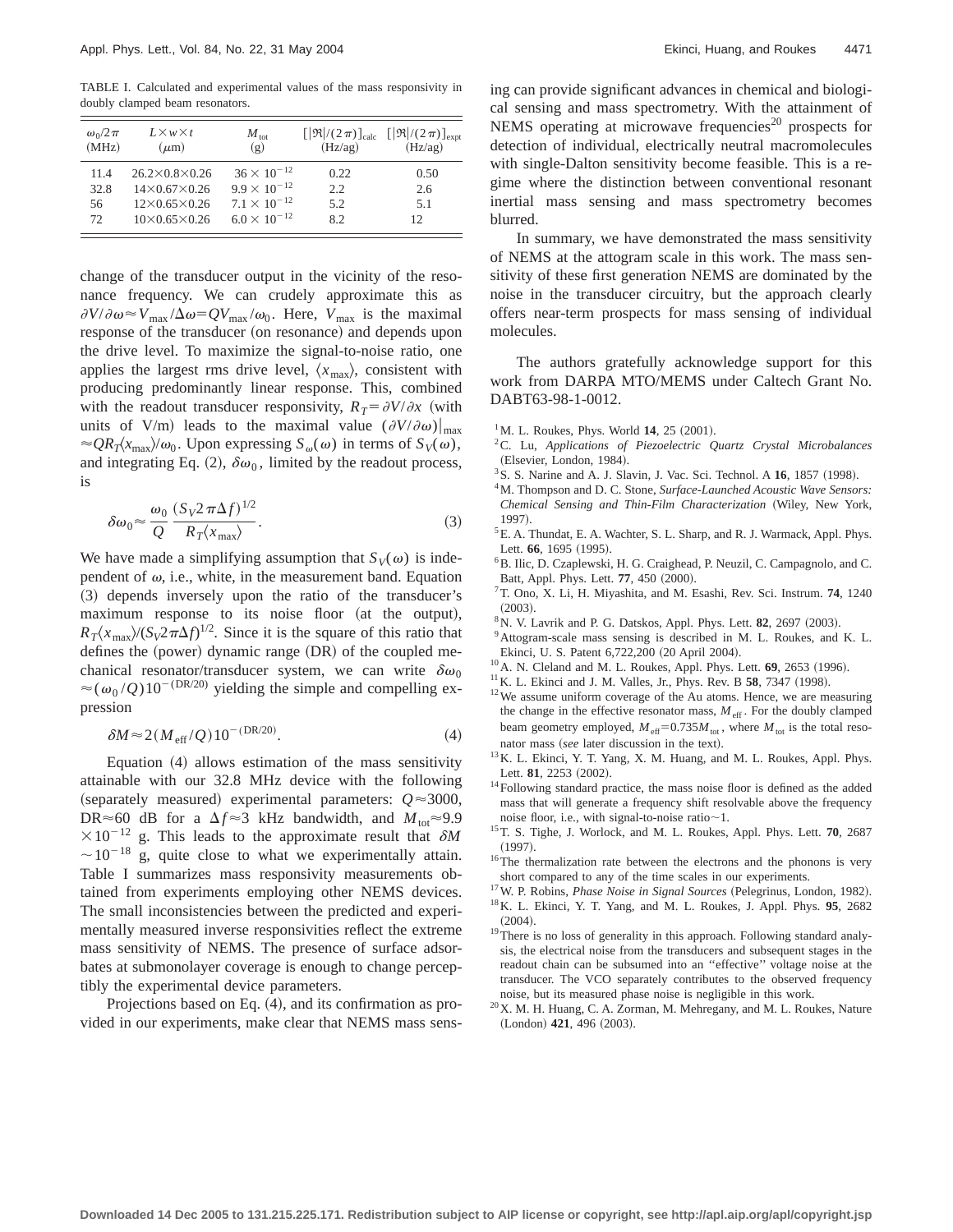TABLE I. Calculated and experimental values of the mass responsivity in doubly clamped beam resonators.

| $\omega_0/2\pi$ (MHz) | $L\times w\times t$ ($\mu$m) | $M_{\rm tot}$ (g) | $[\lvert\Re\rvert/(2\pi)]_{\rm calc}$ (Hz/ag) | $[\lvert\Re\rvert/(2\pi)]_{\rm expt}$ (Hz/ag) |
|---|---|---|---|---|
| 11.4 | 26.2×0.8×0.26 | $36\times10^{-12}$ | 0.22 | 0.50 |
| 32.8 | 14×0.67×0.26 | $9.9\times10^{-12}$ | 2.2 | 2.6 |
| 56 | 12×0.65×0.26 | $7.1\times10^{-12}$ | 5.2 | 5.1 |
| 72 | 10×0.65×0.26 | $6.0\times10^{-12}$ | 8.2 | 12 |

change of the transducer output in the vicinity of the resonance frequency. We can crudely approximate this as $\partial V/\partial\omega \approx V_{\max}/\Delta\omega = QV_{\max}/\omega_0$. Here, $V_{\max}$ is the maximal response of the transducer (on resonance) and depends upon the drive level. To maximize the signal-to-noise ratio, one applies the largest rms drive level, $\langle x_{\max}\rangle$, consistent with producing predominantly linear response. This, combined with the readout transducer responsivity, $R_T = \partial V/\partial x$ (with units of V/m) leads to the maximal value $(\partial V/\partial\omega)|_{\max} \approx QR_T\langle x_{\max}\rangle/\omega_0$. Upon expressing $S_\omega(\omega)$ in terms of $S_V(\omega)$, and integrating Eq. (2), $\delta\omega_0$, limited by the readout process, is

$$\delta\omega_0 \approx \frac{\omega_0}{Q}\frac{(S_V 2\pi\Delta f)^{1/2}}{R_T\langle x_{\max}\rangle}. \tag{3}$$

We have made a simplifying assumption that $S_V(\omega)$ is independent of $\omega$, i.e., white, in the measurement band. Equation (3) depends inversely upon the ratio of the transducer's maximum response to its noise floor (at the output), $R_T\langle x_{\max}\rangle/(S_V 2\pi\Delta f)^{1/2}$. Since it is the square of this ratio that defines the (power) dynamic range (DR) of the coupled mechanical resonator/transducer system, we can write $\delta\omega_0 \approx (\omega_0/Q)10^{-(\mathrm{DR}/20)}$ yielding the simple and compelling expression

$$\delta M \approx 2(M_{\rm eff}/Q)10^{-(\mathrm{DR}/20)}. \tag{4}$$

Equation (4) allows estimation of the mass sensitivity attainable with our 32.8 MHz device with the following (separately measured) experimental parameters: $Q\approx 3000$, DR≈60 dB for a $\Delta f\approx 3$ kHz bandwidth, and $M_{\rm tot}\approx 9.9\times10^{-12}$ g. This leads to the approximate result that $\delta M \sim 10^{-18}$ g, quite close to what we experimentally attain. Table I summarizes mass responsivity measurements obtained from experiments employing other NEMS devices. The small inconsistencies between the predicted and experimentally measured inverse responsivities reflect the extreme mass sensitivity of NEMS. The presence of surface adsorbates at submonolayer coverage is enough to change perceptibly the experimental device parameters.

Projections based on Eq. (4), and its confirmation as provided in our experiments, make clear that NEMS mass sensing can provide significant advances in chemical and biological sensing and mass spectrometry. With the attainment of NEMS operating at microwave frequencies[20] prospects for detection of individual, electrically neutral macromolecules with single-Dalton sensitivity become feasible. This is a regime where the distinction between conventional resonant inertial mass sensing and mass spectrometry becomes blurred.

In summary, we have demonstrated the mass sensitivity of NEMS at the attogram scale in this work. The mass sensitivity of these first generation NEMS are dominated by the noise in the transducer circuitry, but the approach clearly offers near-term prospects for mass sensing of individual molecules.

The authors gratefully acknowledge support for this work from DARPA MTO/MEMS under Caltech Grant No. DABT63-98-1-0012.

[1] M. L. Roukes, Phys. World **14**, 25 (2001).
[2] C. Lu, *Applications of Piezoelectric Quartz Crystal Microbalances* (Elsevier, London, 1984).
[3] S. S. Narine and A. J. Slavin, J. Vac. Sci. Technol. A **16**, 1857 (1998).
[4] M. Thompson and D. C. Stone, *Surface-Launched Acoustic Wave Sensors: Chemical Sensing and Thin-Film Characterization* (Wiley, New York, 1997).
[5] E. A. Thundat, E. A. Wachter, S. L. Sharp, and R. J. Warmack, Appl. Phys. Lett. **66**, 1695 (1995).
[6] B. Ilic, D. Czaplewski, H. G. Craighead, P. Neuzil, C. Campagnolo, and C. Batt, Appl. Phys. Lett. **77**, 450 (2000).
[7] T. Ono, X. Li, H. Miyashita, and M. Esashi, Rev. Sci. Instrum. **74**, 1240 (2003).
[8] N. V. Lavrik and P. G. Datskos, Appl. Phys. Lett. **82**, 2697 (2003).
[9] Attogram-scale mass sensing is described in M. L. Roukes, and K. L. Ekinci, U. S. Patent 6,722,200 (20 April 2004).
[10] A. N. Cleland and M. L. Roukes, Appl. Phys. Lett. **69**, 2653 (1996).
[11] K. L. Ekinci and J. M. Valles, Jr., Phys. Rev. B **58**, 7347 (1998).
[12] We assume uniform coverage of the Au atoms. Hence, we are measuring the change in the effective resonator mass, $M_{\rm eff}$. For the doubly clamped beam geometry employed, $M_{\rm eff}=0.735M_{\rm tot}$, where $M_{\rm tot}$ is the total resonator mass (*see* later discussion in the text).
[13] K. L. Ekinci, Y. T. Yang, X. M. Huang, and M. L. Roukes, Appl. Phys. Lett. **81**, 2253 (2002).
[14] Following standard practice, the mass noise floor is defined as the added mass that will generate a frequency shift resolvable above the frequency noise floor, i.e., with signal-to-noise ratio~1.
[15] T. S. Tighe, J. Worlock, and M. L. Roukes, Appl. Phys. Lett. **70**, 2687 (1997).
[16] The thermalization rate between the electrons and the phonons is very short compared to any of the time scales in our experiments.
[17] W. P. Robins, *Phase Noise in Signal Sources* (Pelegrinus, London, 1982).
[18] K. L. Ekinci, Y. T. Yang, and M. L. Roukes, J. Appl. Phys. **95**, 2682 (2004).
[19] There is no loss of generality in this approach. Following standard analysis, the electrical noise from the transducers and subsequent stages in the readout chain can be subsumed into an "effective" voltage noise at the transducer. The VCO separately contributes to the observed frequency noise, but its measured phase noise is negligible in this work.
[20] X. M. H. Huang, C. A. Zorman, M. Mehregany, and M. L. Roukes, Nature (London) **421**, 496 (2003).